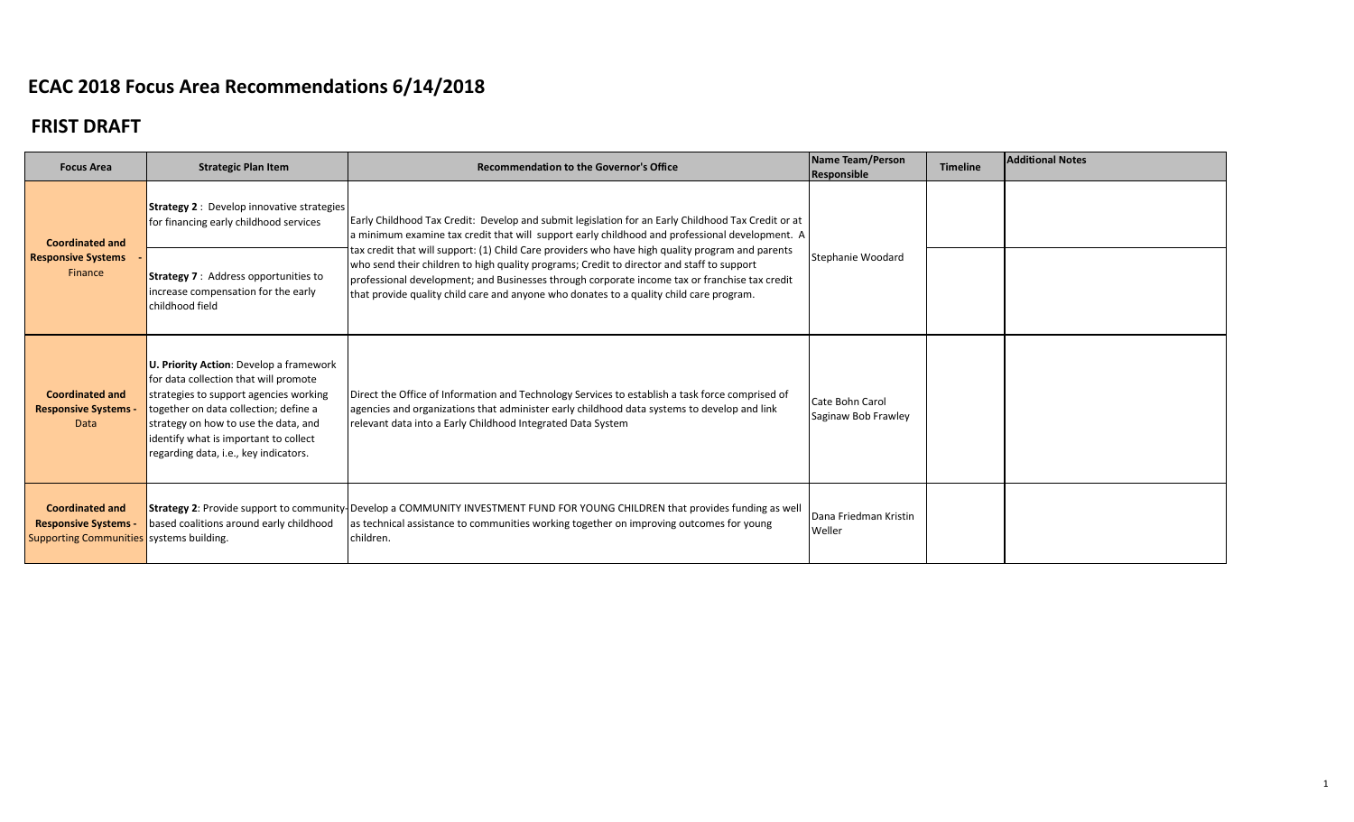# ECAC 2018 Focus Area Recommendations 6/14/2018

## FRIST DRAFT

| Focus Area | Strategic Plan Item | Recommendation to the Governor's Office | Name Team/Person Responsible | Timeline | Additional Notes |
|---|---|---|---|---|---|
| **Coordinated and Responsive Systems** - Finance | **Strategy 2** : Develop innovative strategies for financing early childhood services | Early Childhood Tax Credit: Develop and submit legislation for an Early Childhood Tax Credit or at a minimum examine tax credit that will support early childhood and professional development. A tax credit that will support: (1) Child Care providers who have high quality program and parents who send their children to high quality programs; Credit to director and staff to support professional development; and Businesses through corporate income tax or franchise tax credit that provide quality child care and anyone who donates to a quality child care program. | Stephanie Woodard | | |
| | **Strategy 7** : Address opportunities to increase compensation for the early childhood field | | | | |
| **Coordinated and Responsive Systems** - Data | **U. Priority Action**: Develop a framework for data collection that will promote strategies to support agencies working together on data collection; define a strategy on how to use the data, and identify what is important to collect regarding data, i.e., key indicators. | Direct the Office of Information and Technology Services to establish a task force comprised of agencies and organizations that administer early childhood data systems to develop and link relevant data into a Early Childhood Integrated Data System | Cate Bohn Carol Saginaw Bob Frawley | | |
| **Coordinated and Responsive Systems** - Supporting Communities | **Strategy 2**: Provide support to community-based coalitions around early childhood systems building. | Develop a COMMUNITY INVESTMENT FUND FOR YOUNG CHILDREN that provides funding as well as technical assistance to communities working together on improving outcomes for young children. | Dana Friedman Kristin Weller | | |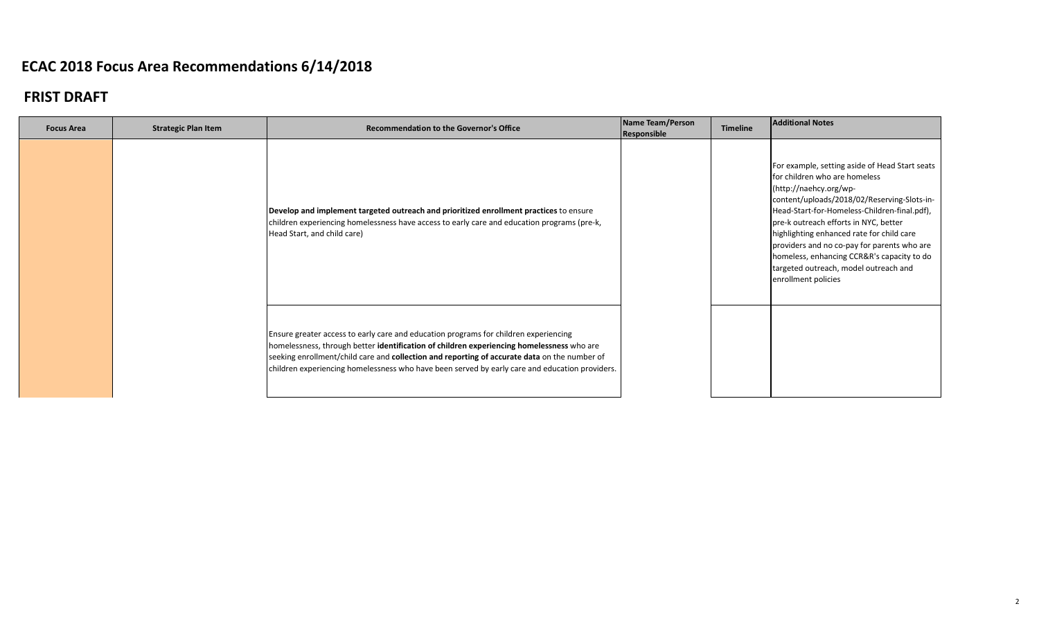# ECAC 2018 Focus Area Recommendations 6/14/2018

## FRIST DRAFT

| Focus Area | Strategic Plan Item | Recommendation to the Governor's Office | Name Team/Person Responsible | Timeline | Additional Notes |
|---|---|---|---|---|---|
| | | **Develop and implement targeted outreach and prioritized enrollment practices** to ensure children experiencing homelessness have access to early care and education programs (pre-k, Head Start, and child care) | | | For example, setting aside of Head Start seats for children who are homeless (http://naehcy.org/wp-content/uploads/2018/02/Reserving-Slots-in-Head-Start-for-Homeless-Children-final.pdf), pre-k outreach efforts in NYC, better highlighting enhanced rate for child care providers and no co-pay for parents who are homeless, enhancing CCR&R's capacity to do targeted outreach, model outreach and enrollment policies |
| | | Ensure greater access to early care and education programs for children experiencing homelessness, through better **identification of children experiencing homelessness** who are seeking enrollment/child care and **collection and reporting of accurate data** on the number of children experiencing homelessness who have been served by early care and education providers. | | | |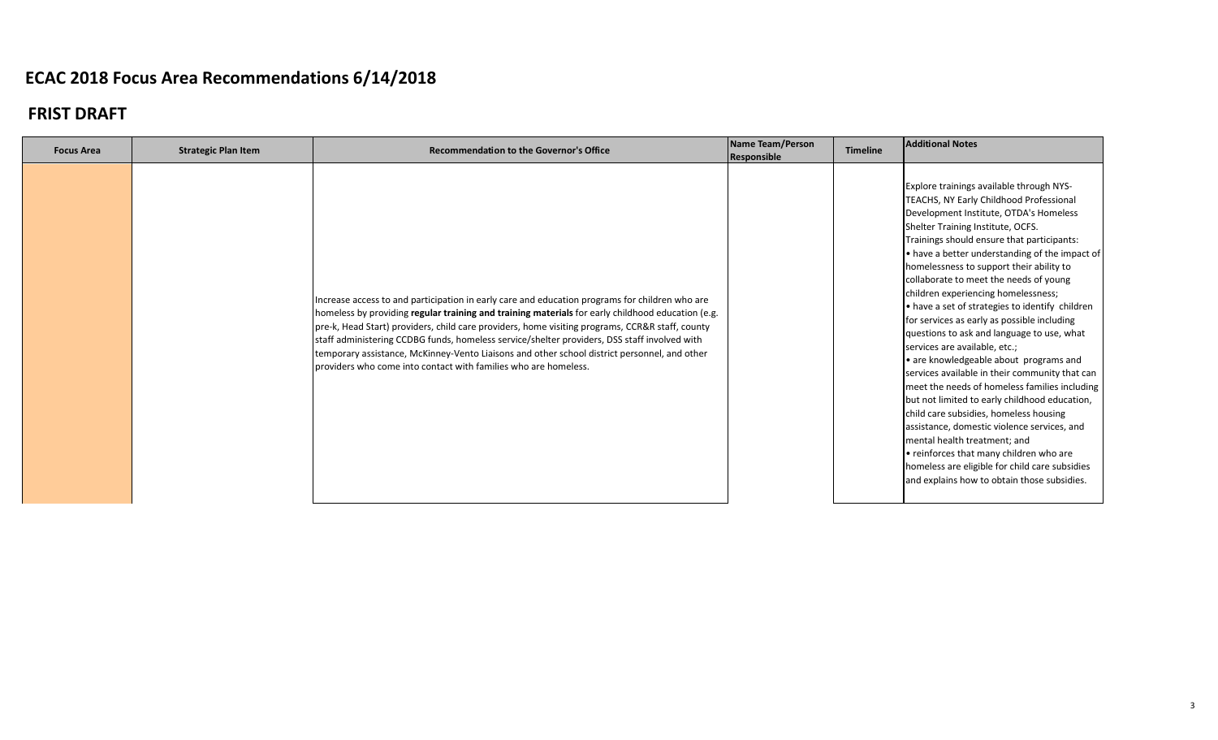# ECAC 2018 Focus Area Recommendations 6/14/2018

## FRIST DRAFT

| Focus Area | Strategic Plan Item | Recommendation to the Governor's Office | Name Team/Person Responsible | Timeline | Additional Notes |
|---|---|---|---|---|---|
| | | Increase access to and participation in early care and education programs for children who are homeless by providing **regular training and training materials** for early childhood education (e.g. pre-k, Head Start) providers, child care providers, home visiting programs, CCR&R staff, county staff administering CCDBG funds, homeless service/shelter providers, DSS staff involved with temporary assistance, McKinney-Vento Liaisons and other school district personnel, and other providers who come into contact with families who are homeless. | | | Explore trainings available through NYS-TEACHS, NY Early Childhood Professional Development Institute, OTDA's Homeless Shelter Training Institute, OCFS.<br>Trainings should ensure that participants:<br>• have a better understanding of the impact of homelessness to support their ability to collaborate to meet the needs of young children experiencing homelessness;<br>• have a set of strategies to identify children for services as early as possible including questions to ask and language to use, what services are available, etc.;<br>• are knowledgeable about programs and services available in their community that can meet the needs of homeless families including but not limited to early childhood education, child care subsidies, homeless housing assistance, domestic violence services, and mental health treatment; and<br>• reinforces that many children who are homeless are eligible for child care subsidies and explains how to obtain those subsidies. |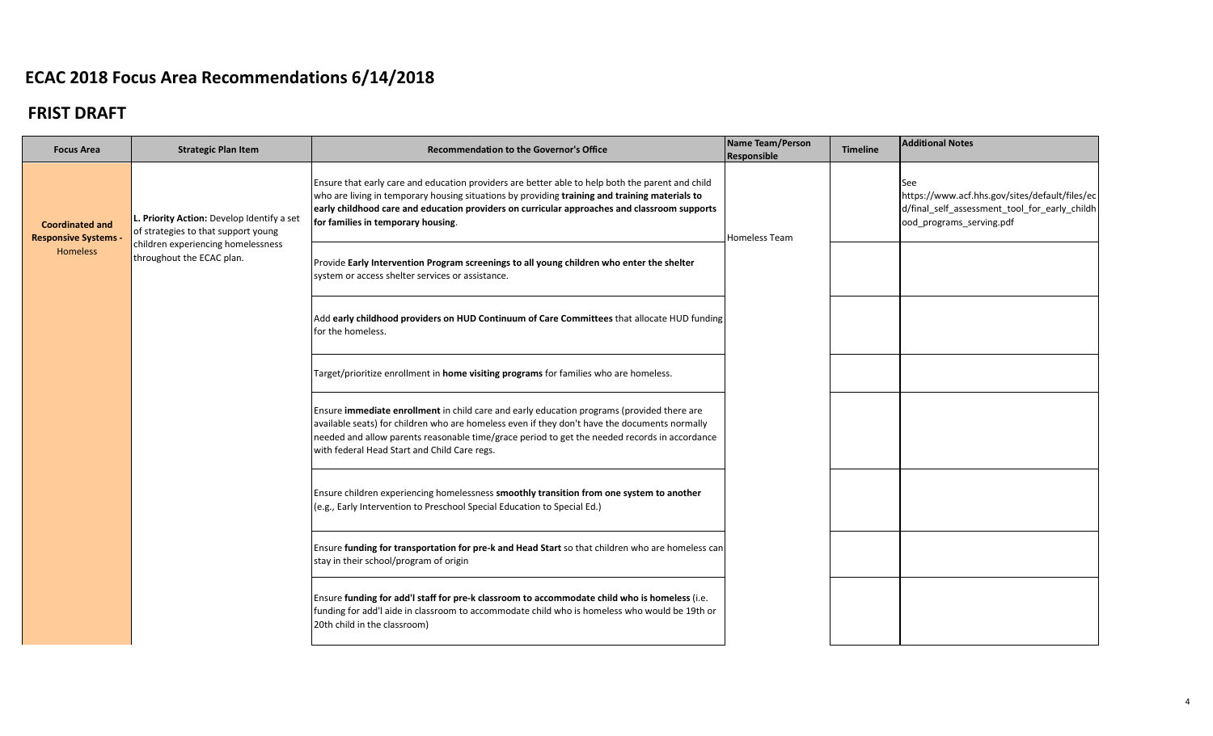# ECAC 2018 Focus Area Recommendations 6/14/2018

## FRIST DRAFT

| Focus Area | Strategic Plan Item | Recommendation to the Governor's Office | Name Team/Person Responsible | Timeline | Additional Notes |
|---|---|---|---|---|---|
| **Coordinated and Responsive Systems - Homeless** | **L. Priority Action:** Develop Identify a set of strategies to that support young children experiencing homelessness throughout the ECAC plan. | Ensure that early care and education providers are better able to help both the parent and child who are living in temporary housing situations by providing **training and training materials to early childhood care and education providers on curricular approaches and classroom supports for families in temporary housing**. | Homeless Team | | See https://www.acf.hhs.gov/sites/default/files/ecd/final_self_assessment_tool_for_early_childhood_programs_serving.pdf |
| | | Provide **Early Intervention Program screenings to all young children who enter the shelter** system or access shelter services or assistance. | | | |
| | | Add **early childhood providers on HUD Continuum of Care Committees** that allocate HUD funding for the homeless. | | | |
| | | Target/prioritize enrollment in **home visiting programs** for families who are homeless. | | | |
| | | Ensure **immediate enrollment** in child care and early education programs (provided there are available seats) for children who are homeless even if they don't have the documents normally needed and allow parents reasonable time/grace period to get the needed records in accordance with federal Head Start and Child Care regs. | | | |
| | | Ensure children experiencing homelessness **smoothly transition from one system to another** (e.g., Early Intervention to Preschool Special Education to Special Ed.) | | | |
| | | Ensure **funding for transportation for pre-k and Head Start** so that children who are homeless can stay in their school/program of origin | | | |
| | | Ensure **funding for add'l staff for pre-k classroom to accommodate child who is homeless** (i.e. funding for add'l aide in classroom to accommodate child who is homeless who would be 19th or 20th child in the classroom) | | | |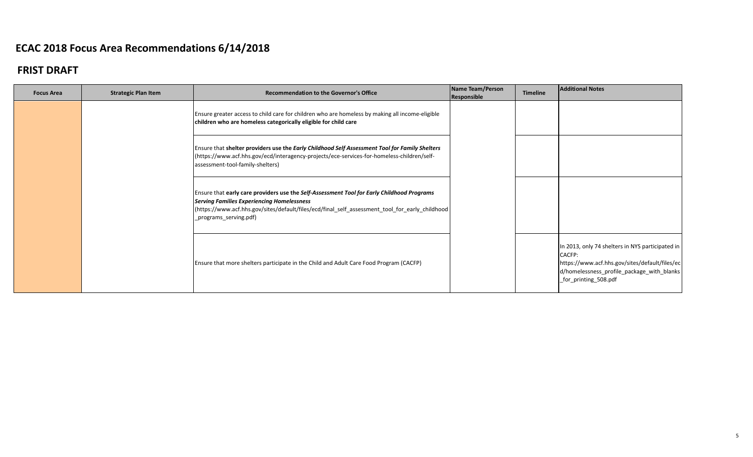# ECAC 2018 Focus Area Recommendations 6/14/2018

## FRIST DRAFT

| Focus Area | Strategic Plan Item | Recommendation to the Governor's Office | Name Team/Person Responsible | Timeline | Additional Notes |
|---|---|---|---|---|---|
| | | Ensure greater access to child care for children who are homeless by making all income-eligible **children who are homeless categorically eligible for child care** | | | |
| | | Ensure that **shelter providers use the *Early Childhood Self Assessment Tool for Family Shelters*** (https://www.acf.hhs.gov/ecd/interagency-projects/ece-services-for-homeless-children/self-assessment-tool-family-shelters) | | | |
| | | Ensure that **early care providers use the *Self-Assessment Tool for Early Childhood Programs Serving Families Experiencing Homelessness*** (https://www.acf.hhs.gov/sites/default/files/ecd/final_self_assessment_tool_for_early_childhood_programs_serving.pdf) | | | |
| | | Ensure that more shelters participate in the Child and Adult Care Food Program (CACFP) | | | In 2013, only 74 shelters in NYS participated in CACFP: https://www.acf.hhs.gov/sites/default/files/ecd/homelessness_profile_package_with_blanks_for_printing_508.pdf |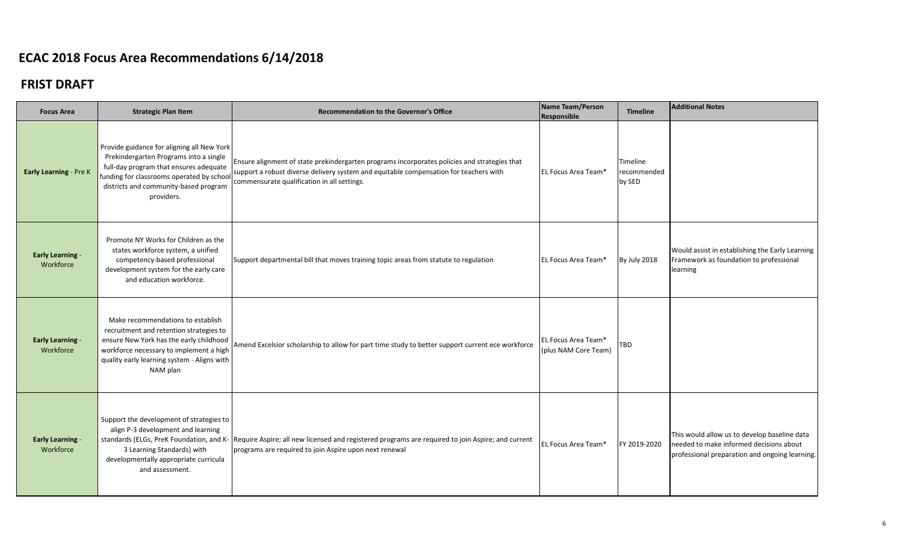# ECAC 2018 Focus Area Recommendations 6/14/2018

## FRIST DRAFT

| Focus Area | Strategic Plan Item | Recommendation to the Governor's Office | Name Team/Person Responsible | Timeline | Additional Notes |
|---|---|---|---|---|---|
| **Early Learning** - Pre K | Provide guidance for aligning all New York Prekindergarten Programs into a single full-day program that ensures adequate funding for classrooms operated by school districts and community-based program providers. | Ensure alignment of state prekindergarten programs incorporates policies and strategies that support a robust diverse delivery system and equitable compensation for teachers with commensurate qualification in all settings. | EL Focus Area Team* | Timeline recommended by SED | |
| **Early Learning** - Workforce | Promote NY Works for Children as the states workforce system, a unified competency-based professional development system for the early care and education workforce. | Support departmental bill that moves training topic areas from statute to regulation | EL Focus Area Team* | By July 2018 | Would assist in establishing the Early Learning Framework as foundation to professional learning |
| **Early Learning** - Workforce | Make recommendations to establish recruitment and retention strategies to ensure New York has the early childhood workforce necessary to implement a high quality early learning system - Aligns with NAM plan | Amend Excelsior scholarship to allow for part time study to better support current ece workforce | EL Focus Area Team* (plus NAM Core Team) | TBD | |
| **Early Learning** - Workforce | Support the development of strategies to align P-3 development and learning standards (ELGs, PreK Foundation, and K-3 Learning Standards) with developmentally appropriate curricula and assessment. | Require Aspire; all new licensed and registered programs are required to join Aspire; and current programs are required to join Aspire upon next renewal | EL Focus Area Team* | FY 2019-2020 | This would allow us to develop baseline data needed to make informed decisions about professional preparation and ongoing learning. |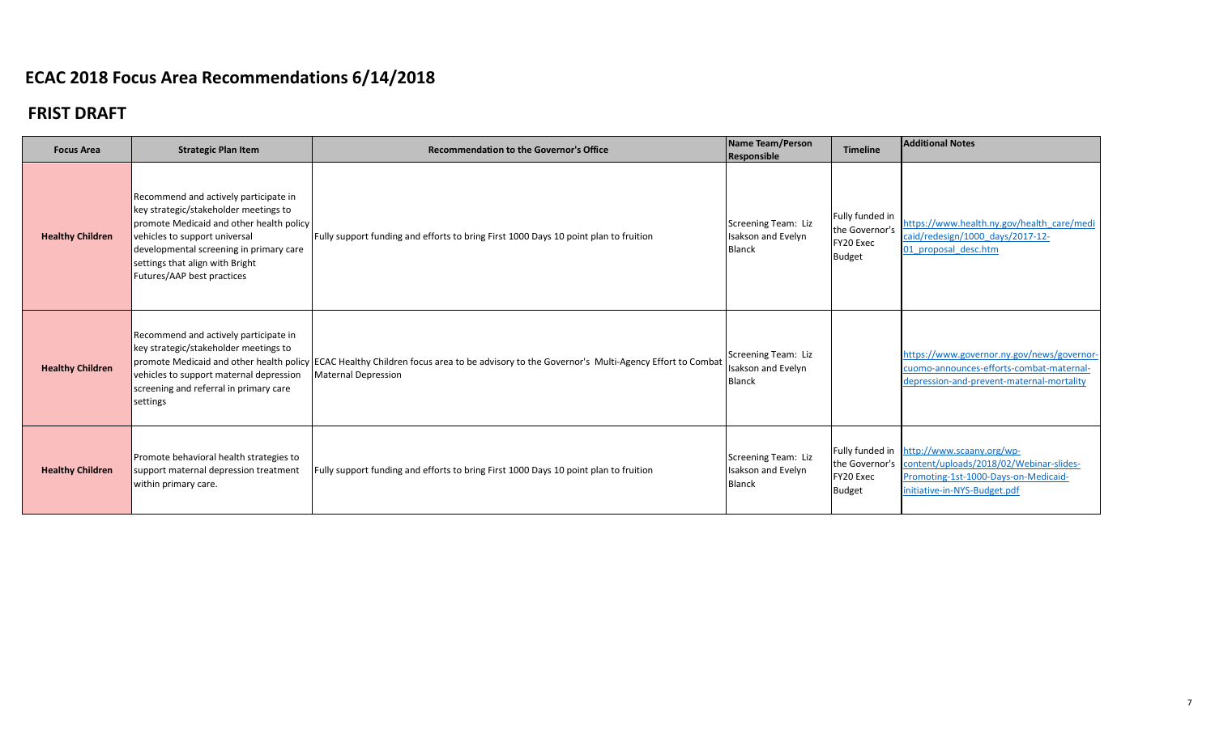# ECAC 2018 Focus Area Recommendations 6/14/2018

## FRIST DRAFT

| Focus Area | Strategic Plan Item | Recommendation to the Governor's Office | Name Team/Person Responsible | Timeline | Additional Notes |
|---|---|---|---|---|---|
| **Healthy Children** | Recommend and actively participate in key strategic/stakeholder meetings to promote Medicaid and other health policy vehicles to support universal developmental screening in primary care settings that align with Bright Futures/AAP best practices | Fully support funding and efforts to bring First 1000 Days 10 point plan to fruition | Screening Team: Liz Isakson and Evelyn Blanck | Fully funded in the Governor's FY20 Exec Budget | https://www.health.ny.gov/health_care/medicaid/redesign/1000_days/2017-12-01_proposal_desc.htm |
| **Healthy Children** | Recommend and actively participate in key strategic/stakeholder meetings to promote Medicaid and other health policy vehicles to support maternal depression screening and referral in primary care settings | ECAC Healthy Children focus area to be advisory to the Governor's Multi-Agency Effort to Combat Maternal Depression | Screening Team: Liz Isakson and Evelyn Blanck | | https://www.governor.ny.gov/news/governor-cuomo-announces-efforts-combat-maternal-depression-and-prevent-maternal-mortality |
| **Healthy Children** | Promote behavioral health strategies to support maternal depression treatment within primary care. | Fully support funding and efforts to bring First 1000 Days 10 point plan to fruition | Screening Team: Liz Isakson and Evelyn Blanck | Fully funded in the Governor's FY20 Exec Budget | http://www.scaany.org/wp-content/uploads/2018/02/Webinar-slides-Promoting-1st-1000-Days-on-Medicaid-initiative-in-NYS-Budget.pdf |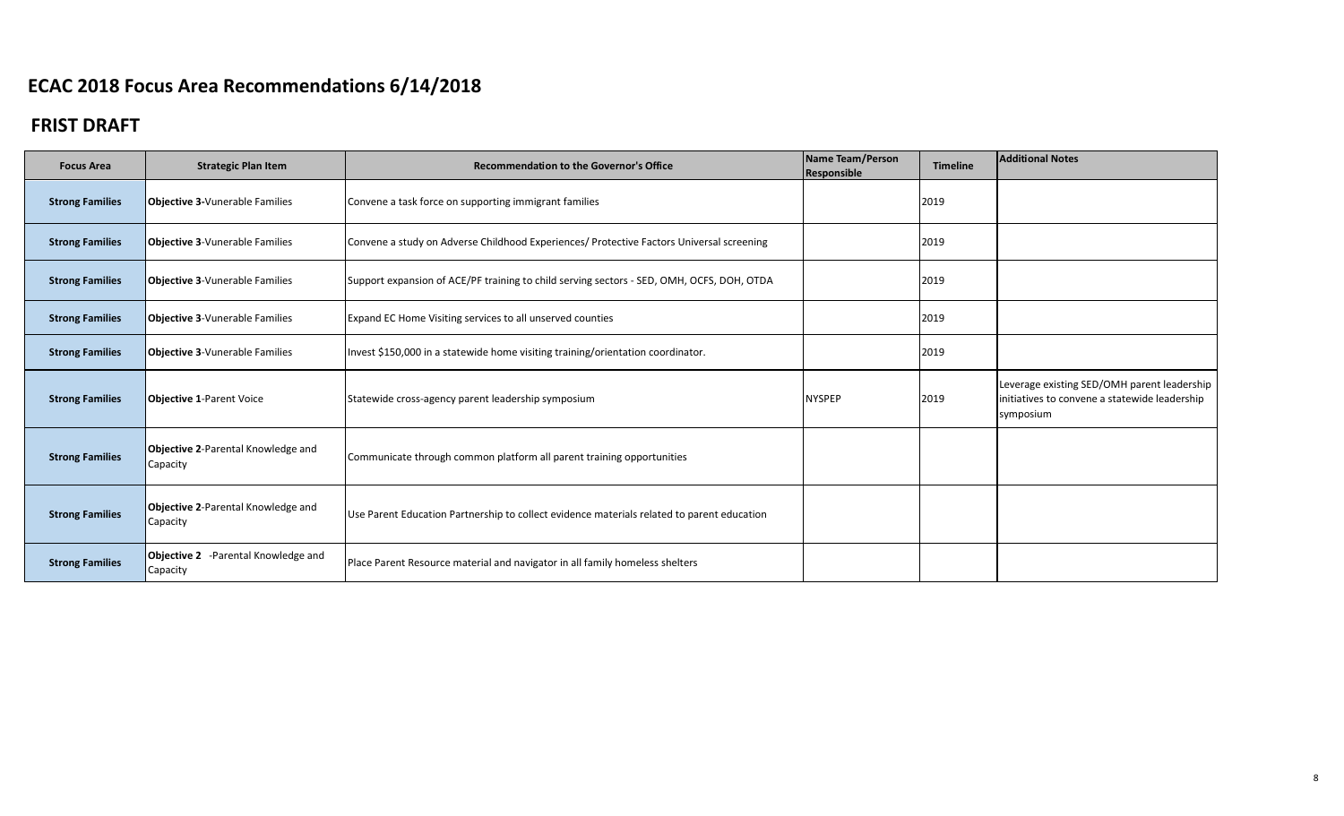# ECAC 2018 Focus Area Recommendations 6/14/2018

## FRIST DRAFT

| Focus Area | Strategic Plan Item | Recommendation to the Governor's Office | Name Team/Person Responsible | Timeline | Additional Notes |
|---|---|---|---|---|---|
| **Strong Families** | **Objective 3-**Vunerable Families | Convene a task force on supporting immigrant families | | 2019 | |
| **Strong Families** | **Objective 3**-Vunerable Families | Convene a study on Adverse Childhood Experiences/ Protective Factors Universal screening | | 2019 | |
| **Strong Families** | **Objective 3**-Vunerable Families | Support expansion of ACE/PF training to child serving sectors - SED, OMH, OCFS, DOH, OTDA | | 2019 | |
| **Strong Families** | **Objective 3**-Vunerable Families | Expand EC Home Visiting services to all unserved counties | | 2019 | |
| **Strong Families** | **Objective 3**-Vunerable Families | Invest $150,000 in a statewide home visiting training/orientation coordinator. | | 2019 | |
| **Strong Families** | **Objective 1**-Parent Voice | Statewide cross-agency parent leadership symposium | NYSPEP | 2019 | Leverage existing SED/OMH parent leadership initiatives to convene a statewide leadership symposium |
| **Strong Families** | **Objective 2**-Parental Knowledge and Capacity | Communicate through common platform all parent training opportunities | | | |
| **Strong Families** | **Objective 2**-Parental Knowledge and Capacity | Use Parent Education Partnership to collect evidence materials related to parent education | | | |
| **Strong Families** | **Objective 2** -Parental Knowledge and Capacity | Place Parent Resource material and navigator in all family homeless shelters | | | |